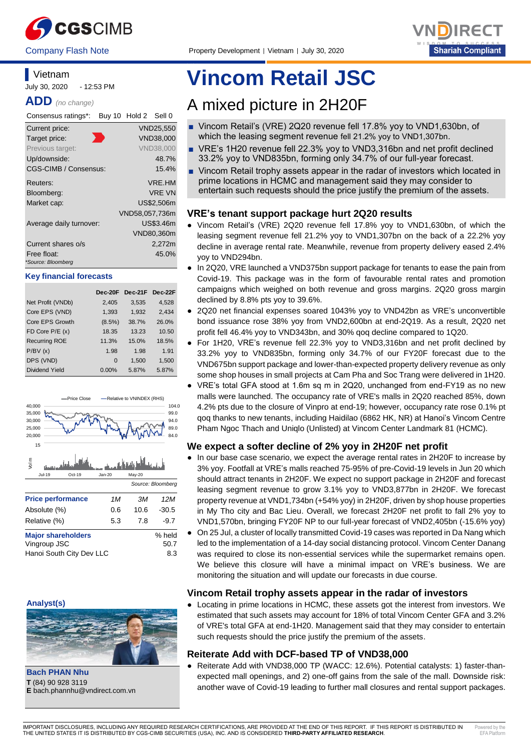Company Flash Note

Property Development | Vietnam | July 30, 2020

# Vincom Retail JSC

## A mixed picture in 2H20F

Vietnam

July 30, 2020 - 12:53 PM

**ADD** *(no change)*

| Consensus ratings*: | Buy 10 Hold 2 Sell 0 |
|---|---|
| Current price: | VND25,550 |
| Target price: | VND38,000 |
| Previous target: | VND38,000 |
| Up/downside: | 48.7% |
| CGS-CIMB / Consensus: | 15.4% |
| Reuters: | VRE.HM |
| Bloomberg: | VRE VN |
| Market cap: | US$2,506m |
| | VND58,057,736m |
| Average daily turnover: | US$3.46m |
| | VND80,360m |
| Current shares o/s | 2,272m |
| Free float: | 45.0% |

*Source: Bloomberg

**Key financial forecasts**

| | Dec-20F | Dec-21F | Dec-22F |
|---|---|---|---|
| Net Profit (VNDb) | 2,405 | 3,535 | 4,528 |
| Core EPS (VND) | 1,393 | 1,932 | 2,434 |
| Core EPS Growth | (8.5%) | 38.7% | 26.0% |
| FD Core P/E (x) | 18.35 | 13.23 | 10.50 |
| Recurring ROE | 11.3% | 15.0% | 18.5% |
| P/BV (x) | 1.98 | 1.98 | 1.91 |
| DPS (VND) | 0 | 1,500 | 1,500 |
| Dividend Yield | 0.00% | 5.87% | 5.87% |

Source: Bloomberg

| Price performance | 1M | 3M | 12M |
|---|---|---|---|
| Absolute (%) | 0.6 | 10.6 | -30.5 |
| Relative (%) | 5.3 | 7.8 | -9.7 |

| Major shareholders | % held |
|---|---|
| Vingroup JSC | 50.7 |
| Hanoi South City Dev LLC | 8.3 |

**Analyst(s)**

**Bach PHAN Nhu**
**T** (84) 90 928 3119
**E** bach.phannhu@vndirect.com.vn

- Vincom Retail's (VRE) 2Q20 revenue fell 17.8% yoy to VND1,630bn, of which the leasing segment revenue fell 21.2% yoy to VND1,307bn.
- VRE's 1H20 revenue fell 22.3% yoy to VND3,316bn and net profit declined 33.2% yoy to VND835bn, forming only 34.7% of our full-year forecast.
- Vincom Retail trophy assets appear in the radar of investors which located in prime locations in HCMC and management said they may consider to entertain such requests should the price justify the premium of the assets.

### VRE's tenant support package hurt 2Q20 results

- Vincom Retail's (VRE) 2Q20 revenue fell 17.8% yoy to VND1,630bn, of which the leasing segment revenue fell 21.2% yoy to VND1,307bn on the back of a 22.2% yoy decline in average rental rate. Meanwhile, revenue from property delivery eased 2.4% yoy to VND294bn.
- In 2Q20, VRE launched a VND375bn support package for tenants to ease the pain from Covid-19. This package was in the form of favourable rental rates and promotion campaigns which weighed on both revenue and gross margins. 2Q20 gross margin declined by 8.8% pts yoy to 39.6%.
- 2Q20 net financial expenses soared 1043% yoy to VND42bn as VRE's unconvertible bond issuance rose 38% yoy from VND2,600bn at end-2Q19. As a result, 2Q20 net profit fell 46.4% yoy to VND343bn, and 30% qoq decline compared to 1Q20.
- For 1H20, VRE's revenue fell 22.3% yoy to VND3,316bn and net profit declined by 33.2% yoy to VND835bn, forming only 34.7% of our FY20F forecast due to the VND675bn support package and lower-than-expected property delivery revenue as only some shop houses in small projects at Cam Pha and Soc Trang were delivered in 1H20.
- VRE's total GFA stood at 1.6m sq m in 2Q20, unchanged from end-FY19 as no new malls were launched. The occupancy rate of VRE's malls in 2Q20 reached 85%, down 4.2% pts due to the closure of Vinpro at end-19; however, occupancy rate rose 0.1% pt qoq thanks to new tenants, including Haidilao (6862 HK, NR) at Hanoi's Vincom Centre Pham Ngoc Thach and Uniqlo (Unlisted) at Vincom Center Landmark 81 (HCMC).

### We expect a softer decline of 2% yoy in 2H20F net profit

- In our base case scenario, we expect the average rental rates in 2H20F to increase by 3% yoy. Footfall at VRE's malls reached 75-95% of pre-Covid-19 levels in Jun 20 which should attract tenants in 2H20F. We expect no support package in 2H20F and forecast leasing segment revenue to grow 3.1% yoy to VND3,877bn in 2H20F. We forecast property revenue at VND1,734bn (+54% yoy) in 2H20F, driven by shop house properties in My Tho city and Bac Lieu. Overall, we forecast 2H20F net profit to fall 2% yoy to VND1,570bn, bringing FY20F NP to our full-year forecast of VND2,405bn (-15.6% yoy)
- On 25 Jul, a cluster of locally transmitted Covid-19 cases was reported in Da Nang which led to the implementation of a 14-day social distancing protocol. Vincom Center Danang was required to close its non-essential services while the supermarket remains open. We believe this closure will have a minimal impact on VRE's business. We are monitoring the situation and will update our forecasts in due course.

### Vincom Retail trophy assets appear in the radar of investors

- Locating in prime locations in HCMC, these assets got the interest from investors. We estimated that such assets may account for 18% of total Vincom Center GFA and 3.2% of VRE's total GFA at end-1H20. Management said that they may consider to entertain such requests should the price justify the premium of the assets.

### Reiterate Add with DCF-based TP of VND38,000

- Reiterate Add with VND38,000 TP (WACC: 12.6%). Potential catalysts: 1) faster-than-expected mall openings, and 2) one-off gains from the sale of the mall. Downside risk: another wave of Covid-19 leading to further mall closures and rental support packages.

IMPORTANT DISCLOSURES, INCLUDING ANY REQUIRED RESEARCH CERTIFICATIONS, ARE PROVIDED AT THE END OF THIS REPORT. IF THIS REPORT IS DISTRIBUTED IN THE UNITED STATES IT IS DISTRIBUTED BY CGS-CIMB SECURITIES (USA), INC. AND IS CONSIDERED **THIRD-PARTY AFFILIATED RESEARCH**.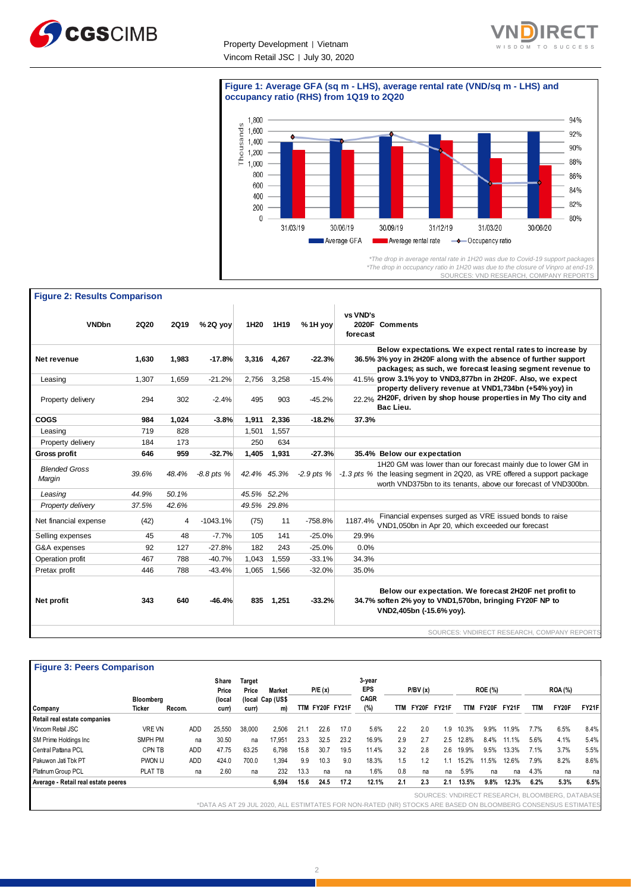**Figure 1: Average GFA (sq m - LHS), average rental rate (VND/sq m - LHS) and occupancy ratio (RHS) from 1Q19 to 2Q20**

*\*The drop in average rental rate in 1H20 was due to Covid-19 support packages*
*\*The drop in occupancy ratio in 1H20 was due to the closure of Vinpro at end-19.*

SOURCES: VND RESEARCH, COMPANY REPORTS

**Figure 2: Results Comparison**

| VNDbn | 2Q20 | 2Q19 | %2Q yoy | 1H20 | 1H19 | %1H yoy | vs VND's 2020F forecast | Comments |
|---|---|---|---|---|---|---|---|---|
| **Net revenue** | **1,630** | **1,983** | **-17.8%** | **3,316** | **4,267** | **-22.3%** | 36.5% | **Below expectations. We expect rental rates to increase by 3% yoy in 2H20F along with the absence of further support packages; as such, we forecast leasing segment revenue to grow 3.1% yoy to VND3,877bn in 2H20F. Also, we expect property delivery revenue at VND1,734bn (+54% yoy) in 2H20F, driven by shop house properties in My Tho city and Bac Lieu.** |
| Leasing | 1,307 | 1,659 | -21.2% | 2,756 | 3,258 | -15.4% | 41.5% | |
| Property delivery | 294 | 302 | -2.4% | 495 | 903 | -45.2% | 22.2% | |
| **COGS** | **984** | **1,024** | **-3.8%** | **1,911** | **2,336** | **-18.2%** | **37.3%** | |
| Leasing | 719 | 828 | | 1,501 | 1,557 | | | |
| Property delivery | 184 | 173 | | 250 | 634 | | | |
| **Gross profit** | **646** | **959** | **-32.7%** | **1,405** | **1,931** | **-27.3%** | **35.4%** | **Below our expectation** |
| *Blended Gross Margin* | *39.6%* | *48.4%* | *-8.8 pts %* | *42.4%* | *45.3%* | *-2.9 pts %* | *-1.3 pts %* | 1H20 GM was lower than our forecast mainly due to lower GM in the leasing segment in 2Q20, as VRE offered a support package worth VND375bn to its tenants, above our forecast of VND300bn. |
| *Leasing* | *44.9%* | *50.1%* | | *45.5%* | *52.2%* | | | |
| *Property delivery* | *37.5%* | *42.6%* | | *49.5%* | *29.8%* | | | |
| Net financial expense | (42) | 4 | -1043.1% | (75) | 11 | -758.8% | 1187.4% | Financial expenses surged as VRE issued bonds to raise VND1,050bn in Apr 20, which exceeded our forecast |
| Selling expenses | 45 | 48 | -7.7% | 105 | 141 | -25.0% | 29.9% | |
| G&A expenses | 92 | 127 | -27.8% | 182 | 243 | -25.0% | 0.0% | |
| Operation profit | 467 | 788 | -40.7% | 1,043 | 1,559 | -33.1% | 34.3% | |
| Pretax profit | 446 | 788 | -43.4% | 1,065 | 1,566 | -32.0% | 35.0% | |
| **Net profit** | **343** | **640** | **-46.4%** | **835** | **1,251** | **-33.2%** | **34.7%** | **Below our expectation. We forecast 2H20F net profit to soften 2% yoy to VND1,570bn, bringing FY20F NP to VND2,405bn (-15.6% yoy).** |

SOURCES: VNDIRECT RESEARCH, COMPANY REPORTS

**Figure 3: Peers Comparison**

| Company | Bloomberg Ticker | Recom. | Share Price (local curr) | Target Price (local curr) | Market Cap (US$ m) | P/E (x) TTM | P/E (x) FY20F | P/E (x) FY21F | 3-year EPS CAGR (%) | P/BV (x) TTM | P/BV (x) FY20F | P/BV (x) FY21F | ROE (%) TTM | ROE (%) FY20F | ROE (%) FY21F | ROA (%) TTM | ROA (%) FY20F | ROA (%) FY21F |
|---|---|---|---|---|---|---|---|---|---|---|---|---|---|---|---|---|---|---|
| **Retail real estate companies** | | | | | | | | | | | | | | | | | | |
| Vincom Retail JSC | VRE VN | ADD | 25,550 | 38,000 | 2,506 | 21.1 | 22.6 | 17.0 | 5.6% | 2.2 | 2.0 | 1.9 | 10.3% | 9.9% | 11.9% | 7.7% | 6.5% | 8.4% |
| SM Prime Holdings Inc | SMPH PM | na | 30.50 | na | 17,951 | 23.3 | 32.5 | 23.2 | 16.9% | 2.9 | 2.7 | 2.5 | 12.8% | 8.4% | 11.1% | 5.6% | 4.1% | 5.4% |
| Central Pattana PCL | CPN TB | ADD | 47.75 | 63.25 | 6,798 | 15.8 | 30.7 | 19.5 | 11.4% | 3.2 | 2.8 | 2.6 | 19.9% | 9.5% | 13.3% | 7.1% | 3.7% | 5.5% |
| Pakuwon Jati Tbk PT | PWON IJ | ADD | 424.0 | 700.0 | 1,394 | 9.9 | 10.3 | 9.0 | 18.3% | 1.5 | 1.2 | 1.1 | 15.2% | 11.5% | 12.6% | 7.9% | 8.2% | 8.6% |
| Platinum Group PCL | PLAT TB | na | 2.60 | na | 232 | 13.3 | na | na | 1.6% | 0.8 | na | na | 5.9% | na | na | 4.3% | na | na |
| **Average - Retail real estate peeres** | | | | | **6,594** | **15.6** | **24.5** | **17.2** | **12.1%** | **2.1** | **2.3** | **2.1** | **13.5%** | **9.8%** | **12.3%** | **6.2%** | **5.3%** | **6.5%** |

SOURCES: VNDIRECT RESEARCH, BLOOMBERG, DATABASE

\*DATA AS AT 29 JUL 2020, ALL ESTIMTATES FOR NON-RATED (NR) STOCKS ARE BASED ON BLOOMBERG CONSENSUS ESTIMATES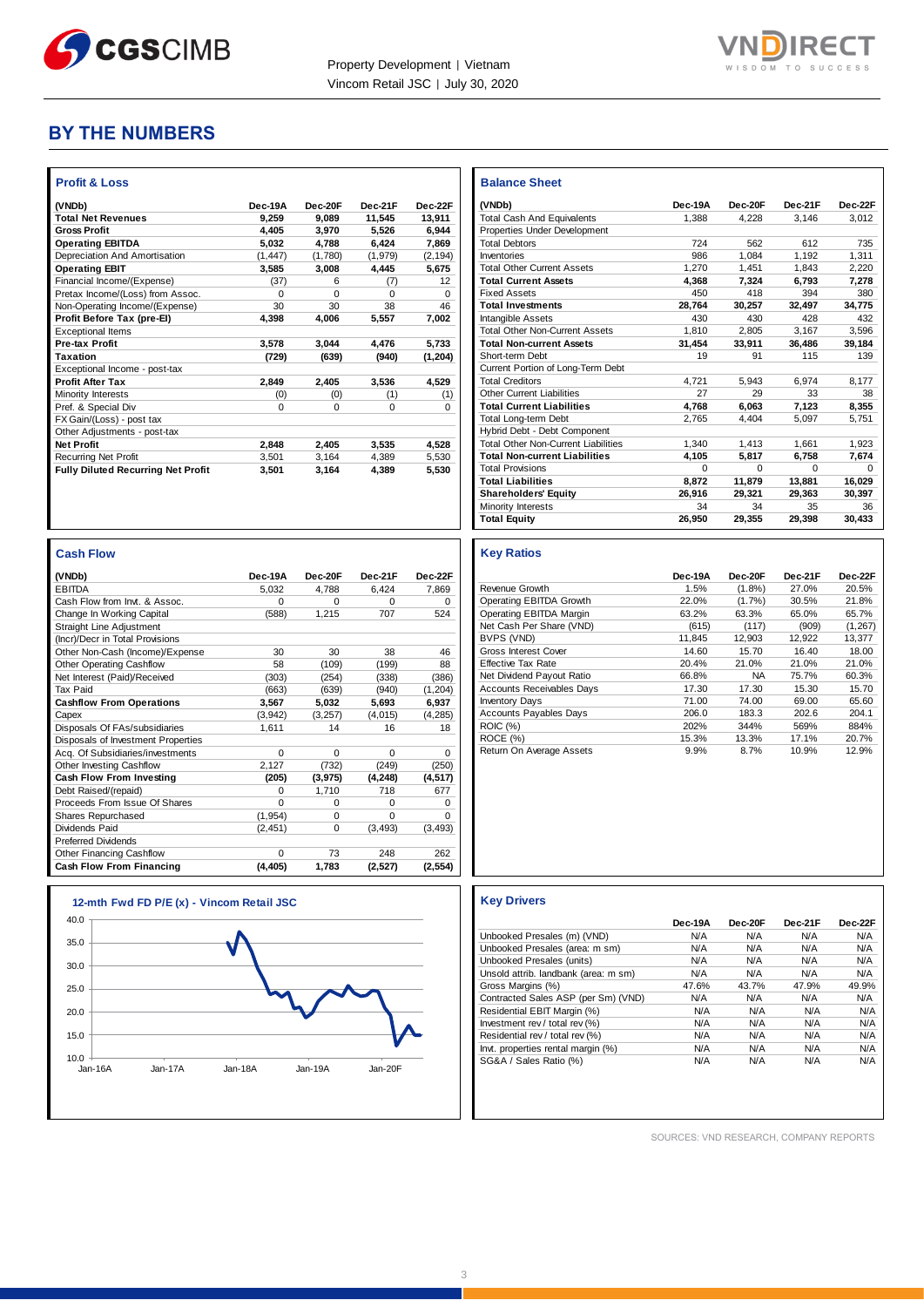# BY THE NUMBERS

### Profit & Loss

| (VNDb) | Dec-19A | Dec-20F | Dec-21F | Dec-22F |
|---|---|---|---|---|
| **Total Net Revenues** | **9,259** | **9,089** | **11,545** | **13,911** |
| **Gross Profit** | **4,405** | **3,970** | **5,526** | **6,944** |
| **Operating EBITDA** | **5,032** | **4,788** | **6,424** | **7,869** |
| Depreciation And Amortisation | (1,447) | (1,780) | (1,979) | (2,194) |
| **Operating EBIT** | **3,585** | **3,008** | **4,445** | **5,675** |
| Financial Income/(Expense) | (37) | 6 | (7) | 12 |
| Pretax Income/(Loss) from Assoc. | 0 | 0 | 0 | 0 |
| Non-Operating Income/(Expense) | 30 | 30 | 38 | 46 |
| **Profit Before Tax (pre-EI)** | **4,398** | **4,006** | **5,557** | **7,002** |
| Exceptional Items | | | | |
| **Pre-tax Profit** | **3,578** | **3,044** | **4,476** | **5,733** |
| **Taxation** | **(729)** | **(639)** | **(940)** | **(1,204)** |
| Exceptional Income - post-tax | | | | |
| **Profit After Tax** | **2,849** | **2,405** | **3,536** | **4,529** |
| Minority Interests | (0) | (0) | (1) | (1) |
| Pref. & Special Div | 0 | 0 | 0 | 0 |
| FX Gain/(Loss) - post tax | | | | |
| Other Adjustments - post-tax | | | | |
| **Net Profit** | **2,848** | **2,405** | **3,535** | **4,528** |
| Recurring Net Profit | 3,501 | 3,164 | 4,389 | 5,530 |
| **Fully Diluted Recurring Net Profit** | **3,501** | **3,164** | **4,389** | **5,530** |

### Balance Sheet

| (VNDb) | Dec-19A | Dec-20F | Dec-21F | Dec-22F |
|---|---|---|---|---|
| Total Cash And Equivalents | 1,388 | 4,228 | 3,146 | 3,012 |
| Properties Under Development | | | | |
| Total Debtors | 724 | 562 | 612 | 735 |
| Inventories | 986 | 1,084 | 1,192 | 1,311 |
| Total Other Current Assets | 1,270 | 1,451 | 1,843 | 2,220 |
| **Total Current Assets** | **4,368** | **7,324** | **6,793** | **7,278** |
| Fixed Assets | 450 | 418 | 394 | 380 |
| **Total Investments** | **28,764** | **30,257** | **32,497** | **34,775** |
| Intangible Assets | 430 | 430 | 428 | 432 |
| Total Other Non-Current Assets | 1,810 | 2,805 | 3,167 | 3,596 |
| **Total Non-current Assets** | **31,454** | **33,911** | **36,486** | **39,184** |
| Short-term Debt | 19 | 91 | 115 | 139 |
| Current Portion of Long-Term Debt | | | | |
| Total Creditors | 4,721 | 5,943 | 6,974 | 8,177 |
| Other Current Liabilities | 27 | 29 | 33 | 38 |
| **Total Current Liabilities** | **4,768** | **6,063** | **7,123** | **8,355** |
| Total Long-term Debt | 2,765 | 4,404 | 5,097 | 5,751 |
| Hybrid Debt - Debt Component | | | | |
| Total Other Non-Current Liabilities | 1,340 | 1,413 | 1,661 | 1,923 |
| **Total Non-current Liabilities** | **4,105** | **5,817** | **6,758** | **7,674** |
| Total Provisions | 0 | 0 | 0 | 0 |
| **Total Liabilities** | **8,872** | **11,879** | **13,881** | **16,029** |
| **Shareholders' Equity** | **26,916** | **29,321** | **29,363** | **30,397** |
| Minority Interests | 34 | 34 | 35 | 36 |
| **Total Equity** | **26,950** | **29,355** | **29,398** | **30,433** |

### Cash Flow

| (VNDb) | Dec-19A | Dec-20F | Dec-21F | Dec-22F |
|---|---|---|---|---|
| EBITDA | 5,032 | 4,788 | 6,424 | 7,869 |
| Cash Flow from Invt. & Assoc. | 0 | 0 | 0 | 0 |
| Change In Working Capital | (588) | 1,215 | 707 | 524 |
| Straight Line Adjustment | | | | |
| (Incr)/Decr in Total Provisions | | | | |
| Other Non-Cash (Income)/Expense | 30 | 30 | 38 | 46 |
| Other Operating Cashflow | 58 | (109) | (199) | 88 |
| Net Interest (Paid)/Received | (303) | (254) | (338) | (386) |
| Tax Paid | (663) | (639) | (940) | (1,204) |
| **Cashflow From Operations** | **3,567** | **5,032** | **5,693** | **6,937** |
| Capex | (3,942) | (3,257) | (4,015) | (4,285) |
| Disposals Of FAs/subsidiaries | 1,611 | 14 | 16 | 18 |
| Disposals of Investment Properties | | | | |
| Acq. Of Subsidiaries/investments | 0 | 0 | 0 | 0 |
| Other Investing Cashflow | 2,127 | (732) | (249) | (250) |
| **Cash Flow From Investing** | **(205)** | **(3,975)** | **(4,248)** | **(4,517)** |
| Debt Raised/(repaid) | 0 | 1,710 | 718 | 677 |
| Proceeds From Issue Of Shares | 0 | 0 | 0 | 0 |
| Shares Repurchased | (1,954) | 0 | 0 | 0 |
| Dividends Paid | (2,451) | 0 | (3,493) | (3,493) |
| Preferred Dividends | | | | |
| Other Financing Cashflow | 0 | 73 | 248 | 262 |
| **Cash Flow From Financing** | **(4,405)** | **1,783** | **(2,527)** | **(2,554)** |

### Key Ratios

| | Dec-19A | Dec-20F | Dec-21F | Dec-22F |
|---|---|---|---|---|
| Revenue Growth | 1.5% | (1.8%) | 27.0% | 20.5% |
| Operating EBITDA Growth | 22.0% | (1.7%) | 30.5% | 21.8% |
| Operating EBITDA Margin | 63.2% | 63.3% | 65.0% | 65.7% |
| Net Cash Per Share (VND) | (615) | (117) | (909) | (1,267) |
| BVPS (VND) | 11,845 | 12,903 | 12,922 | 13,377 |
| Gross Interest Cover | 14.60 | 15.70 | 16.40 | 18.00 |
| Effective Tax Rate | 20.4% | 21.0% | 21.0% | 21.0% |
| Net Dividend Payout Ratio | 66.8% | NA | 75.7% | 60.3% |
| Accounts Receivables Days | 17.30 | 17.30 | 15.30 | 15.70 |
| Inventory Days | 71.00 | 74.00 | 69.00 | 65.60 |
| Accounts Payables Days | 206.0 | 183.3 | 202.6 | 204.1 |
| ROIC (%) | 202% | 344% | 569% | 884% |
| ROCE (%) | 15.3% | 13.3% | 17.1% | 20.7% |
| Return On Average Assets | 9.9% | 8.7% | 10.9% | 12.9% |

### 12-mth Fwd FD P/E (x) - Vincom Retail JSC

### Key Drivers

| | Dec-19A | Dec-20F | Dec-21F | Dec-22F |
|---|---|---|---|---|
| Unbooked Presales (m) (VND) | N/A | N/A | N/A | N/A |
| Unbooked Presales (area: m sm) | N/A | N/A | N/A | N/A |
| Unbooked Presales (units) | N/A | N/A | N/A | N/A |
| Unsold attrib. landbank (area: m sm) | N/A | N/A | N/A | N/A |
| Gross Margins (%) | 47.6% | 43.7% | 47.9% | 49.9% |
| Contracted Sales ASP (per Sm) (VND) | N/A | N/A | N/A | N/A |
| Residential EBIT Margin (%) | N/A | N/A | N/A | N/A |
| Investment rev / total rev (%) | N/A | N/A | N/A | N/A |
| Residential rev / total rev (%) | N/A | N/A | N/A | N/A |
| Invt. properties rental margin (%) | N/A | N/A | N/A | N/A |
| SG&A / Sales Ratio (%) | N/A | N/A | N/A | N/A |

SOURCES: VND RESEARCH, COMPANY REPORTS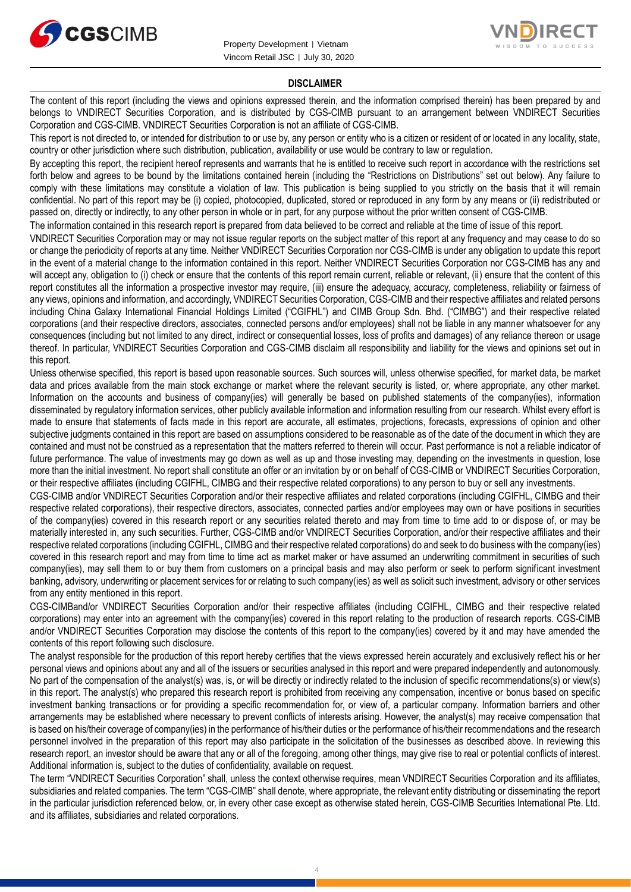## DISCLAIMER

The content of this report (including the views and opinions expressed therein, and the information comprised therein) has been prepared by and belongs to VNDIRECT Securities Corporation, and is distributed by CGS-CIMB pursuant to an arrangement between VNDIRECT Securities Corporation and CGS-CIMB. VNDIRECT Securities Corporation is not an affiliate of CGS-CIMB.

This report is not directed to, or intended for distribution to or use by, any person or entity who is a citizen or resident of or located in any locality, state, country or other jurisdiction where such distribution, publication, availability or use would be contrary to law or regulation.

By accepting this report, the recipient hereof represents and warrants that he is entitled to receive such report in accordance with the restrictions set forth below and agrees to be bound by the limitations contained herein (including the "Restrictions on Distributions" set out below). Any failure to comply with these limitations may constitute a violation of law. This publication is being supplied to you strictly on the basis that it will remain confidential. No part of this report may be (i) copied, photocopied, duplicated, stored or reproduced in any form by any means or (ii) redistributed or passed on, directly or indirectly, to any other person in whole or in part, for any purpose without the prior written consent of CGS-CIMB.

The information contained in this research report is prepared from data believed to be correct and reliable at the time of issue of this report.

VNDIRECT Securities Corporation may or may not issue regular reports on the subject matter of this report at any frequency and may cease to do so or change the periodicity of reports at any time. Neither VNDIRECT Securities Corporation nor CGS-CIMB is under any obligation to update this report in the event of a material change to the information contained in this report. Neither VNDIRECT Securities Corporation nor CGS-CIMB has any and will accept any, obligation to (i) check or ensure that the contents of this report remain current, reliable or relevant, (ii) ensure that the content of this report constitutes all the information a prospective investor may require, (iii) ensure the adequacy, accuracy, completeness, reliability or fairness of any views, opinions and information, and accordingly, VNDIRECT Securities Corporation, CGS-CIMB and their respective affiliates and related persons including China Galaxy International Financial Holdings Limited ("CGIFHL") and CIMB Group Sdn. Bhd. ("CIMBG") and their respective related corporations (and their respective directors, associates, connected persons and/or employees) shall not be liable in any manner whatsoever for any consequences (including but not limited to any direct, indirect or consequential losses, loss of profits and damages) of any reliance thereon or usage thereof. In particular, VNDIRECT Securities Corporation and CGS-CIMB disclaim all responsibility and liability for the views and opinions set out in this report.

Unless otherwise specified, this report is based upon reasonable sources. Such sources will, unless otherwise specified, for market data, be market data and prices available from the main stock exchange or market where the relevant security is listed, or, where appropriate, any other market. Information on the accounts and business of company(ies) will generally be based on published statements of the company(ies), information disseminated by regulatory information services, other publicly available information and information resulting from our research. Whilst every effort is made to ensure that statements of facts made in this report are accurate, all estimates, projections, forecasts, expressions of opinion and other subjective judgments contained in this report are based on assumptions considered to be reasonable as of the date of the document in which they are contained and must not be construed as a representation that the matters referred to therein will occur. Past performance is not a reliable indicator of future performance. The value of investments may go down as well as up and those investing may, depending on the investments in question, lose more than the initial investment. No report shall constitute an offer or an invitation by or on behalf of CGS-CIMB or VNDIRECT Securities Corporation, or their respective affiliates (including CGIFHL, CIMBG and their respective related corporations) to any person to buy or sell any investments.

CGS-CIMB and/or VNDIRECT Securities Corporation and/or their respective affiliates and related corporations (including CGIFHL, CIMBG and their respective related corporations), their respective directors, associates, connected parties and/or employees may own or have positions in securities of the company(ies) covered in this research report or any securities related thereto and may from time to time add to or dispose of, or may be materially interested in, any such securities. Further, CGS-CIMB and/or VNDIRECT Securities Corporation, and/or their respective affiliates and their respective related corporations (including CGIFHL, CIMBG and their respective related corporations) do and seek to do business with the company(ies) covered in this research report and may from time to time act as market maker or have assumed an underwriting commitment in securities of such company(ies), may sell them to or buy them from customers on a principal basis and may also perform or seek to perform significant investment banking, advisory, underwriting or placement services for or relating to such company(ies) as well as solicit such investment, advisory or other services from any entity mentioned in this report.

CGS-CIMBand/or VNDIRECT Securities Corporation and/or their respective affiliates (including CGIFHL, CIMBG and their respective related corporations) may enter into an agreement with the company(ies) covered in this report relating to the production of research reports. CGS-CIMB and/or VNDIRECT Securities Corporation may disclose the contents of this report to the company(ies) covered by it and may have amended the contents of this report following such disclosure.

The analyst responsible for the production of this report hereby certifies that the views expressed herein accurately and exclusively reflect his or her personal views and opinions about any and all of the issuers or securities analysed in this report and were prepared independently and autonomously. No part of the compensation of the analyst(s) was, is, or will be directly or indirectly related to the inclusion of specific recommendations(s) or view(s) in this report. The analyst(s) who prepared this research report is prohibited from receiving any compensation, incentive or bonus based on specific investment banking transactions or for providing a specific recommendation for, or view of, a particular company. Information barriers and other arrangements may be established where necessary to prevent conflicts of interests arising. However, the analyst(s) may receive compensation that is based on his/their coverage of company(ies) in the performance of his/their duties or the performance of his/their recommendations and the research personnel involved in the preparation of this report may also participate in the solicitation of the businesses as described above. In reviewing this research report, an investor should be aware that any or all of the foregoing, among other things, may give rise to real or potential conflicts of interest. Additional information is, subject to the duties of confidentiality, available on request.

The term "VNDIRECT Securities Corporation" shall, unless the context otherwise requires, mean VNDIRECT Securities Corporation and its affiliates, subsidiaries and related companies. The term "CGS-CIMB" shall denote, where appropriate, the relevant entity distributing or disseminating the report in the particular jurisdiction referenced below, or, in every other case except as otherwise stated herein, CGS-CIMB Securities International Pte. Ltd. and its affiliates, subsidiaries and related corporations.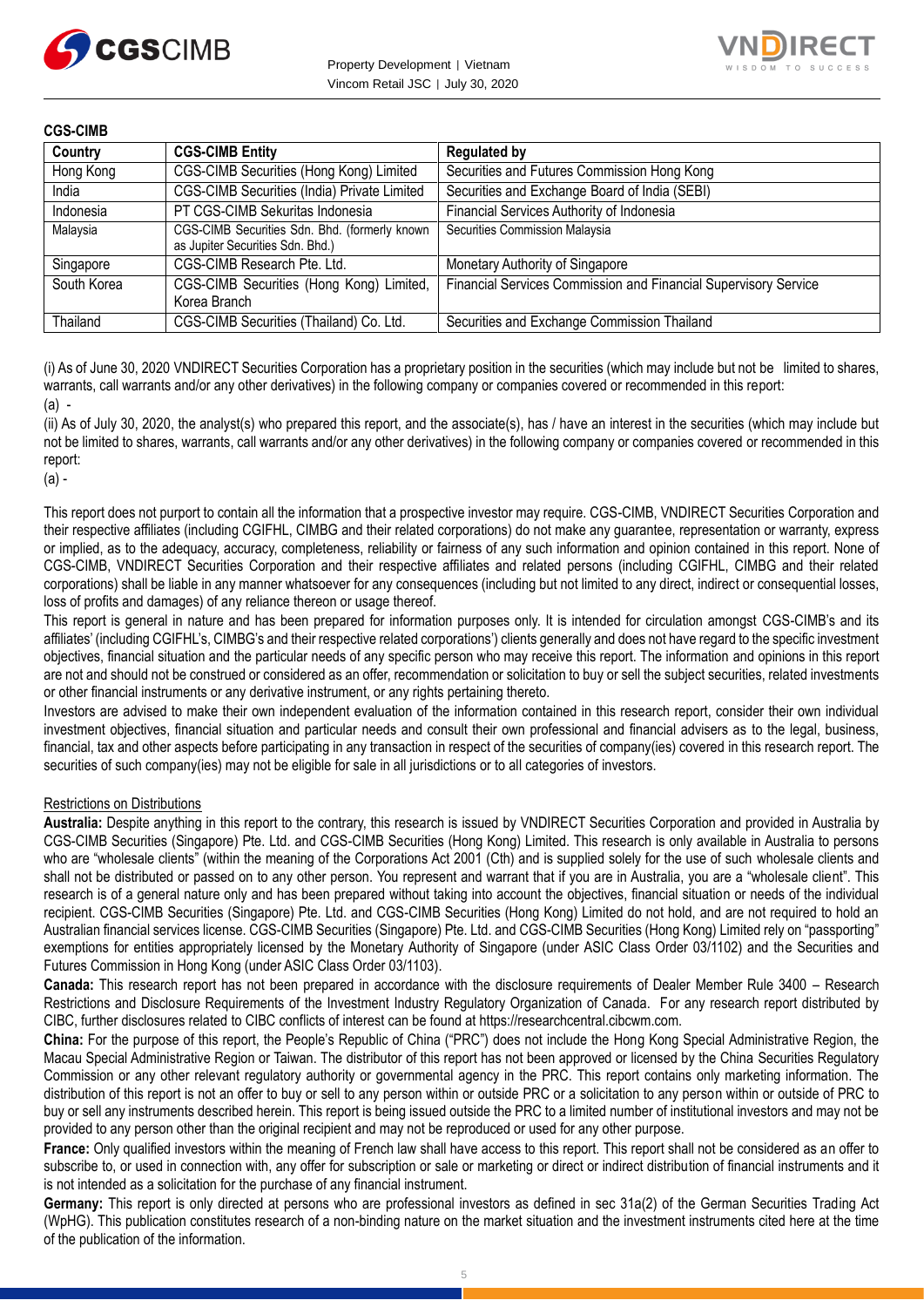**CGS-CIMB**

| Country | CGS-CIMB Entity | Regulated by |
|---|---|---|
| Hong Kong | CGS-CIMB Securities (Hong Kong) Limited | Securities and Futures Commission Hong Kong |
| India | CGS-CIMB Securities (India) Private Limited | Securities and Exchange Board of India (SEBI) |
| Indonesia | PT CGS-CIMB Sekuritas Indonesia | Financial Services Authority of Indonesia |
| Malaysia | CGS-CIMB Securities Sdn. Bhd. (formerly known as Jupiter Securities Sdn. Bhd.) | Securities Commission Malaysia |
| Singapore | CGS-CIMB Research Pte. Ltd. | Monetary Authority of Singapore |
| South Korea | CGS-CIMB Securities (Hong Kong) Limited, Korea Branch | Financial Services Commission and Financial Supervisory Service |
| Thailand | CGS-CIMB Securities (Thailand) Co. Ltd. | Securities and Exchange Commission Thailand |

(i) As of June 30, 2020 VNDIRECT Securities Corporation has a proprietary position in the securities (which may include but not be limited to shares, warrants, call warrants and/or any other derivatives) in the following company or companies covered or recommended in this report:
(a) -

(ii) As of July 30, 2020, the analyst(s) who prepared this report, and the associate(s), has / have an interest in the securities (which may include but not be limited to shares, warrants, call warrants and/or any other derivatives) in the following company or companies covered or recommended in this report:
(a) -

This report does not purport to contain all the information that a prospective investor may require. CGS-CIMB, VNDIRECT Securities Corporation and their respective affiliates (including CGIFHL, CIMBG and their related corporations) do not make any guarantee, representation or warranty, express or implied, as to the adequacy, accuracy, completeness, reliability or fairness of any such information and opinion contained in this report. None of CGS-CIMB, VNDIRECT Securities Corporation and their respective affiliates and related persons (including CGIFHL, CIMBG and their related corporations) shall be liable in any manner whatsoever for any consequences (including but not limited to any direct, indirect or consequential losses, loss of profits and damages) of any reliance thereon or usage thereof.
This report is general in nature and has been prepared for information purposes only. It is intended for circulation amongst CGS-CIMB's and its affiliates' (including CGIFHL's, CIMBG's and their respective related corporations') clients generally and does not have regard to the specific investment objectives, financial situation and the particular needs of any specific person who may receive this report. The information and opinions in this report are not and should not be construed or considered as an offer, recommendation or solicitation to buy or sell the subject securities, related investments or other financial instruments or any derivative instrument, or any rights pertaining thereto.
Investors are advised to make their own independent evaluation of the information contained in this research report, consider their own individual investment objectives, financial situation and particular needs and consult their own professional and financial advisers as to the legal, business, financial, tax and other aspects before participating in any transaction in respect of the securities of company(ies) covered in this research report. The securities of such company(ies) may not be eligible for sale in all jurisdictions or to all categories of investors.

Restrictions on Distributions

**Australia:** Despite anything in this report to the contrary, this research is issued by VNDIRECT Securities Corporation and provided in Australia by CGS-CIMB Securities (Singapore) Pte. Ltd. and CGS-CIMB Securities (Hong Kong) Limited. This research is only available in Australia to persons who are "wholesale clients" (within the meaning of the Corporations Act 2001 (Cth) and is supplied solely for the use of such wholesale clients and shall not be distributed or passed on to any other person. You represent and warrant that if you are in Australia, you are a "wholesale client". This research is of a general nature only and has been prepared without taking into account the objectives, financial situation or needs of the individual recipient. CGS-CIMB Securities (Singapore) Pte. Ltd. and CGS-CIMB Securities (Hong Kong) Limited do not hold, and are not required to hold an Australian financial services license. CGS-CIMB Securities (Singapore) Pte. Ltd. and CGS-CIMB Securities (Hong Kong) Limited rely on "passporting" exemptions for entities appropriately licensed by the Monetary Authority of Singapore (under ASIC Class Order 03/1102) and the Securities and Futures Commission in Hong Kong (under ASIC Class Order 03/1103).
**Canada:** This research report has not been prepared in accordance with the disclosure requirements of Dealer Member Rule 3400 – Research Restrictions and Disclosure Requirements of the Investment Industry Regulatory Organization of Canada. For any research report distributed by CIBC, further disclosures related to CIBC conflicts of interest can be found at https://researchcentral.cibcwm.com.
**China:** For the purpose of this report, the People's Republic of China ("PRC") does not include the Hong Kong Special Administrative Region, the Macau Special Administrative Region or Taiwan. The distributor of this report has not been approved or licensed by the China Securities Regulatory Commission or any other relevant regulatory authority or governmental agency in the PRC. This report contains only marketing information. The distribution of this report is not an offer to buy or sell to any person within or outside PRC or a solicitation to any person within or outside of PRC to buy or sell any instruments described herein. This report is being issued outside the PRC to a limited number of institutional investors and may not be provided to any person other than the original recipient and may not be reproduced or used for any other purpose.
**France:** Only qualified investors within the meaning of French law shall have access to this report. This report shall not be considered as an offer to subscribe to, or used in connection with, any offer for subscription or sale or marketing or direct or indirect distribution of financial instruments and it is not intended as a solicitation for the purchase of any financial instrument.
**Germany:** This report is only directed at persons who are professional investors as defined in sec 31a(2) of the German Securities Trading Act (WpHG). This publication constitutes research of a non-binding nature on the market situation and the investment instruments cited here at the time of the publication of the information.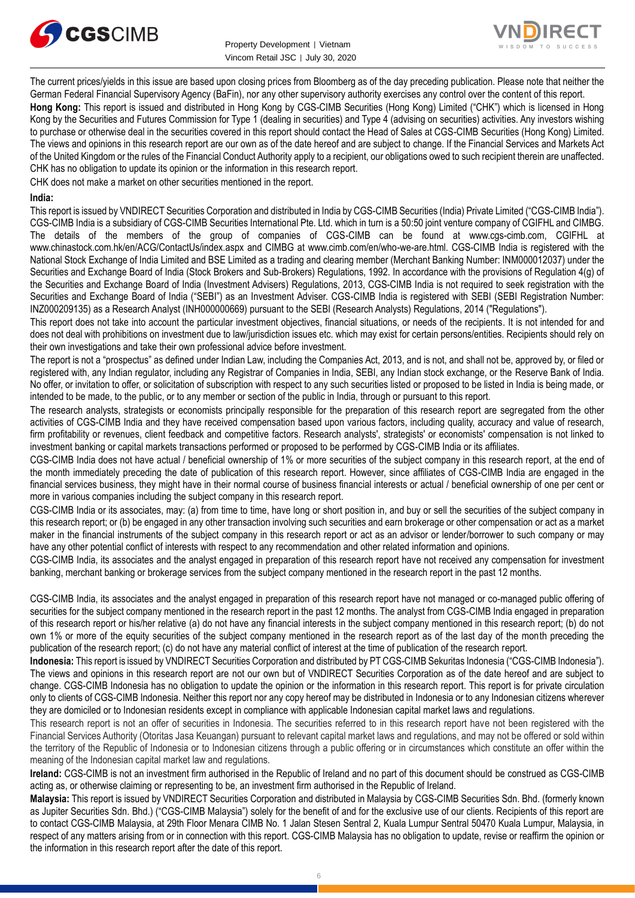The current prices/yields in this issue are based upon closing prices from Bloomberg as of the day preceding publication. Please note that neither the German Federal Financial Supervisory Agency (BaFin), nor any other supervisory authority exercises any control over the content of this report.

**Hong Kong:** This report is issued and distributed in Hong Kong by CGS-CIMB Securities (Hong Kong) Limited ("CHK") which is licensed in Hong Kong by the Securities and Futures Commission for Type 1 (dealing in securities) and Type 4 (advising on securities) activities. Any investors wishing to purchase or otherwise deal in the securities covered in this report should contact the Head of Sales at CGS-CIMB Securities (Hong Kong) Limited. The views and opinions in this research report are our own as of the date hereof and are subject to change. If the Financial Services and Markets Act of the United Kingdom or the rules of the Financial Conduct Authority apply to a recipient, our obligations owed to such recipient therein are unaffected. CHK has no obligation to update its opinion or the information in this research report.

CHK does not make a market on other securities mentioned in the report.

**India:**

This report is issued by VNDIRECT Securities Corporation and distributed in India by CGS-CIMB Securities (India) Private Limited ("CGS-CIMB India"). CGS-CIMB India is a subsidiary of CGS-CIMB Securities International Pte. Ltd. which in turn is a 50:50 joint venture company of CGIFHL and CIMBG. The details of the members of the group of companies of CGS-CIMB can be found at www.cgs-cimb.com, CGIFHL at www.chinastock.com.hk/en/ACG/ContactUs/index.aspx and CIMBG at www.cimb.com/en/who-we-are.html. CGS-CIMB India is registered with the National Stock Exchange of India Limited and BSE Limited as a trading and clearing member (Merchant Banking Number: INM000012037) under the Securities and Exchange Board of India (Stock Brokers and Sub-Brokers) Regulations, 1992. In accordance with the provisions of Regulation 4(g) of the Securities and Exchange Board of India (Investment Advisers) Regulations, 2013, CGS-CIMB India is not required to seek registration with the Securities and Exchange Board of India ("SEBI") as an Investment Adviser. CGS-CIMB India is registered with SEBI (SEBI Registration Number: INZ000209135) as a Research Analyst (INH000000669) pursuant to the SEBI (Research Analysts) Regulations, 2014 ("Regulations").

This report does not take into account the particular investment objectives, financial situations, or needs of the recipients. It is not intended for and does not deal with prohibitions on investment due to law/jurisdiction issues etc. which may exist for certain persons/entities. Recipients should rely on their own investigations and take their own professional advice before investment.

The report is not a "prospectus" as defined under Indian Law, including the Companies Act, 2013, and is not, and shall not be, approved by, or filed or registered with, any Indian regulator, including any Registrar of Companies in India, SEBI, any Indian stock exchange, or the Reserve Bank of India. No offer, or invitation to offer, or solicitation of subscription with respect to any such securities listed or proposed to be listed in India is being made, or intended to be made, to the public, or to any member or section of the public in India, through or pursuant to this report.

The research analysts, strategists or economists principally responsible for the preparation of this research report are segregated from the other activities of CGS-CIMB India and they have received compensation based upon various factors, including quality, accuracy and value of research, firm profitability or revenues, client feedback and competitive factors. Research analysts', strategists' or economists' compensation is not linked to investment banking or capital markets transactions performed or proposed to be performed by CGS-CIMB India or its affiliates.

CGS-CIMB India does not have actual / beneficial ownership of 1% or more securities of the subject company in this research report, at the end of the month immediately preceding the date of publication of this research report. However, since affiliates of CGS-CIMB India are engaged in the financial services business, they might have in their normal course of business financial interests or actual / beneficial ownership of one per cent or more in various companies including the subject company in this research report.

CGS-CIMB India or its associates, may: (a) from time to time, have long or short position in, and buy or sell the securities of the subject company in this research report; or (b) be engaged in any other transaction involving such securities and earn brokerage or other compensation or act as a market maker in the financial instruments of the subject company in this research report or act as an advisor or lender/borrower to such company or may have any other potential conflict of interests with respect to any recommendation and other related information and opinions.

CGS-CIMB India, its associates and the analyst engaged in preparation of this research report have not received any compensation for investment banking, merchant banking or brokerage services from the subject company mentioned in the research report in the past 12 months.

CGS-CIMB India, its associates and the analyst engaged in preparation of this research report have not managed or co-managed public offering of securities for the subject company mentioned in the research report in the past 12 months. The analyst from CGS-CIMB India engaged in preparation of this research report or his/her relative (a) do not have any financial interests in the subject company mentioned in this research report; (b) do not own 1% or more of the equity securities of the subject company mentioned in the research report as of the last day of the month preceding the publication of the research report; (c) do not have any material conflict of interest at the time of publication of the research report.

**Indonesia:** This report is issued by VNDIRECT Securities Corporation and distributed by PT CGS-CIMB Sekuritas Indonesia ("CGS-CIMB Indonesia"). The views and opinions in this research report are not our own but of VNDIRECT Securities Corporation as of the date hereof and are subject to change. CGS-CIMB Indonesia has no obligation to update the opinion or the information in this research report. This report is for private circulation only to clients of CGS-CIMB Indonesia. Neither this report nor any copy hereof may be distributed in Indonesia or to any Indonesian citizens wherever they are domiciled or to Indonesian residents except in compliance with applicable Indonesian capital market laws and regulations.

This research report is not an offer of securities in Indonesia. The securities referred to in this research report have not been registered with the Financial Services Authority (Otoritas Jasa Keuangan) pursuant to relevant capital market laws and regulations, and may not be offered or sold within the territory of the Republic of Indonesia or to Indonesian citizens through a public offering or in circumstances which constitute an offer within the meaning of the Indonesian capital market law and regulations.

**Ireland:** CGS-CIMB is not an investment firm authorised in the Republic of Ireland and no part of this document should be construed as CGS-CIMB acting as, or otherwise claiming or representing to be, an investment firm authorised in the Republic of Ireland.

**Malaysia:** This report is issued by VNDIRECT Securities Corporation and distributed in Malaysia by CGS-CIMB Securities Sdn. Bhd. (formerly known as Jupiter Securities Sdn. Bhd.) ("CGS-CIMB Malaysia") solely for the benefit of and for the exclusive use of our clients. Recipients of this report are to contact CGS-CIMB Malaysia, at 29th Floor Menara CIMB No. 1 Jalan Stesen Sentral 2, Kuala Lumpur Sentral 50470 Kuala Lumpur, Malaysia, in respect of any matters arising from or in connection with this report. CGS-CIMB Malaysia has no obligation to update, revise or reaffirm the opinion or the information in this research report after the date of this report.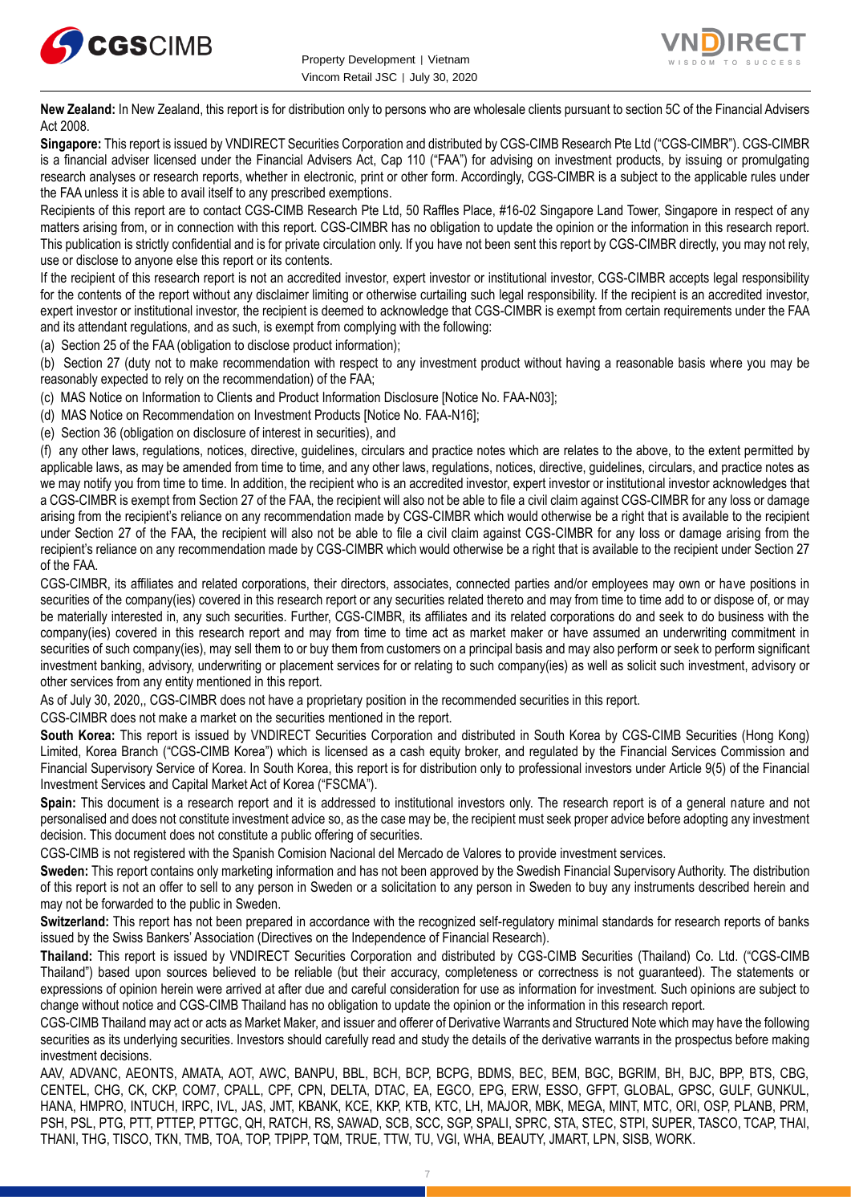**New Zealand:** In New Zealand, this report is for distribution only to persons who are wholesale clients pursuant to section 5C of the Financial Advisers Act 2008.

**Singapore:** This report is issued by VNDIRECT Securities Corporation and distributed by CGS-CIMB Research Pte Ltd ("CGS-CIMBR"). CGS-CIMBR is a financial adviser licensed under the Financial Advisers Act, Cap 110 ("FAA") for advising on investment products, by issuing or promulgating research analyses or research reports, whether in electronic, print or other form. Accordingly, CGS-CIMBR is a subject to the applicable rules under the FAA unless it is able to avail itself to any prescribed exemptions.

Recipients of this report are to contact CGS-CIMB Research Pte Ltd, 50 Raffles Place, #16-02 Singapore Land Tower, Singapore in respect of any matters arising from, or in connection with this report. CGS-CIMBR has no obligation to update the opinion or the information in this research report. This publication is strictly confidential and is for private circulation only. If you have not been sent this report by CGS-CIMBR directly, you may not rely, use or disclose to anyone else this report or its contents.

If the recipient of this research report is not an accredited investor, expert investor or institutional investor, CGS-CIMBR accepts legal responsibility for the contents of the report without any disclaimer limiting or otherwise curtailing such legal responsibility. If the recipient is an accredited investor, expert investor or institutional investor, the recipient is deemed to acknowledge that CGS-CIMBR is exempt from certain requirements under the FAA and its attendant regulations, and as such, is exempt from complying with the following:

(a) Section 25 of the FAA (obligation to disclose product information);

(b) Section 27 (duty not to make recommendation with respect to any investment product without having a reasonable basis where you may be reasonably expected to rely on the recommendation) of the FAA;

(c) MAS Notice on Information to Clients and Product Information Disclosure [Notice No. FAA-N03];

(d) MAS Notice on Recommendation on Investment Products [Notice No. FAA-N16];

(e) Section 36 (obligation on disclosure of interest in securities), and

(f) any other laws, regulations, notices, directive, guidelines, circulars and practice notes which are relates to the above, to the extent permitted by applicable laws, as may be amended from time to time, and any other laws, regulations, notices, directive, guidelines, circulars, and practice notes as we may notify you from time to time. In addition, the recipient who is an accredited investor, expert investor or institutional investor acknowledges that a CGS-CIMBR is exempt from Section 27 of the FAA, the recipient will also not be able to file a civil claim against CGS-CIMBR for any loss or damage arising from the recipient's reliance on any recommendation made by CGS-CIMBR which would otherwise be a right that is available to the recipient under Section 27 of the FAA, the recipient will also not be able to file a civil claim against CGS-CIMBR for any loss or damage arising from the recipient's reliance on any recommendation made by CGS-CIMBR which would otherwise be a right that is available to the recipient under Section 27 of the FAA.

CGS-CIMBR, its affiliates and related corporations, their directors, associates, connected parties and/or employees may own or have positions in securities of the company(ies) covered in this research report or any securities related thereto and may from time to time add to or dispose of, or may be materially interested in, any such securities. Further, CGS-CIMBR, its affiliates and its related corporations do and seek to do business with the company(ies) covered in this research report and may from time to time act as market maker or have assumed an underwriting commitment in securities of such company(ies), may sell them to or buy them from customers on a principal basis and may also perform or seek to perform significant investment banking, advisory, underwriting or placement services for or relating to such company(ies) as well as solicit such investment, advisory or other services from any entity mentioned in this report.

As of July 30, 2020,, CGS-CIMBR does not have a proprietary position in the recommended securities in this report.

CGS-CIMBR does not make a market on the securities mentioned in the report.

**South Korea:** This report is issued by VNDIRECT Securities Corporation and distributed in South Korea by CGS-CIMB Securities (Hong Kong) Limited, Korea Branch ("CGS-CIMB Korea") which is licensed as a cash equity broker, and regulated by the Financial Services Commission and Financial Supervisory Service of Korea. In South Korea, this report is for distribution only to professional investors under Article 9(5) of the Financial Investment Services and Capital Market Act of Korea ("FSCMA").

**Spain:** This document is a research report and it is addressed to institutional investors only. The research report is of a general nature and not personalised and does not constitute investment advice so, as the case may be, the recipient must seek proper advice before adopting any investment decision. This document does not constitute a public offering of securities.

CGS-CIMB is not registered with the Spanish Comision Nacional del Mercado de Valores to provide investment services.

**Sweden:** This report contains only marketing information and has not been approved by the Swedish Financial Supervisory Authority. The distribution of this report is not an offer to sell to any person in Sweden or a solicitation to any person in Sweden to buy any instruments described herein and may not be forwarded to the public in Sweden.

**Switzerland:** This report has not been prepared in accordance with the recognized self-regulatory minimal standards for research reports of banks issued by the Swiss Bankers' Association (Directives on the Independence of Financial Research).

**Thailand:** This report is issued by VNDIRECT Securities Corporation and distributed by CGS-CIMB Securities (Thailand) Co. Ltd. ("CGS-CIMB Thailand") based upon sources believed to be reliable (but their accuracy, completeness or correctness is not guaranteed). The statements or expressions of opinion herein were arrived at after due and careful consideration for use as information for investment. Such opinions are subject to change without notice and CGS-CIMB Thailand has no obligation to update the opinion or the information in this research report.

CGS-CIMB Thailand may act or acts as Market Maker, and issuer and offerer of Derivative Warrants and Structured Note which may have the following securities as its underlying securities. Investors should carefully read and study the details of the derivative warrants in the prospectus before making investment decisions.

AAV, ADVANC, AEONTS, AMATA, AOT, AWC, BANPU, BBL, BCH, BCP, BCPG, BDMS, BEC, BEM, BGC, BGRIM, BH, BJC, BPP, BTS, CBG, CENTEL, CHG, CK, CKP, COM7, CPALL, CPF, CPN, DELTA, DTAC, EA, EGCO, EPG, ERW, ESSO, GFPT, GLOBAL, GPSC, GULF, GUNKUL, HANA, HMPRO, INTUCH, IRPC, IVL, JAS, JMT, KBANK, KCE, KKP, KTB, KTC, LH, MAJOR, MBK, MEGA, MINT, MTC, ORI, OSP, PLANB, PRM, PSH, PSL, PTG, PTT, PTTEP, PTTGC, QH, RATCH, RS, SAWAD, SCB, SCC, SGP, SPALI, SPRC, STA, STEC, STPI, SUPER, TASCO, TCAP, THAI, THANI, THG, TISCO, TKN, TMB, TOA, TOP, TPIPP, TQM, TRUE, TTW, TU, VGI, WHA, BEAUTY, JMART, LPN, SISB, WORK.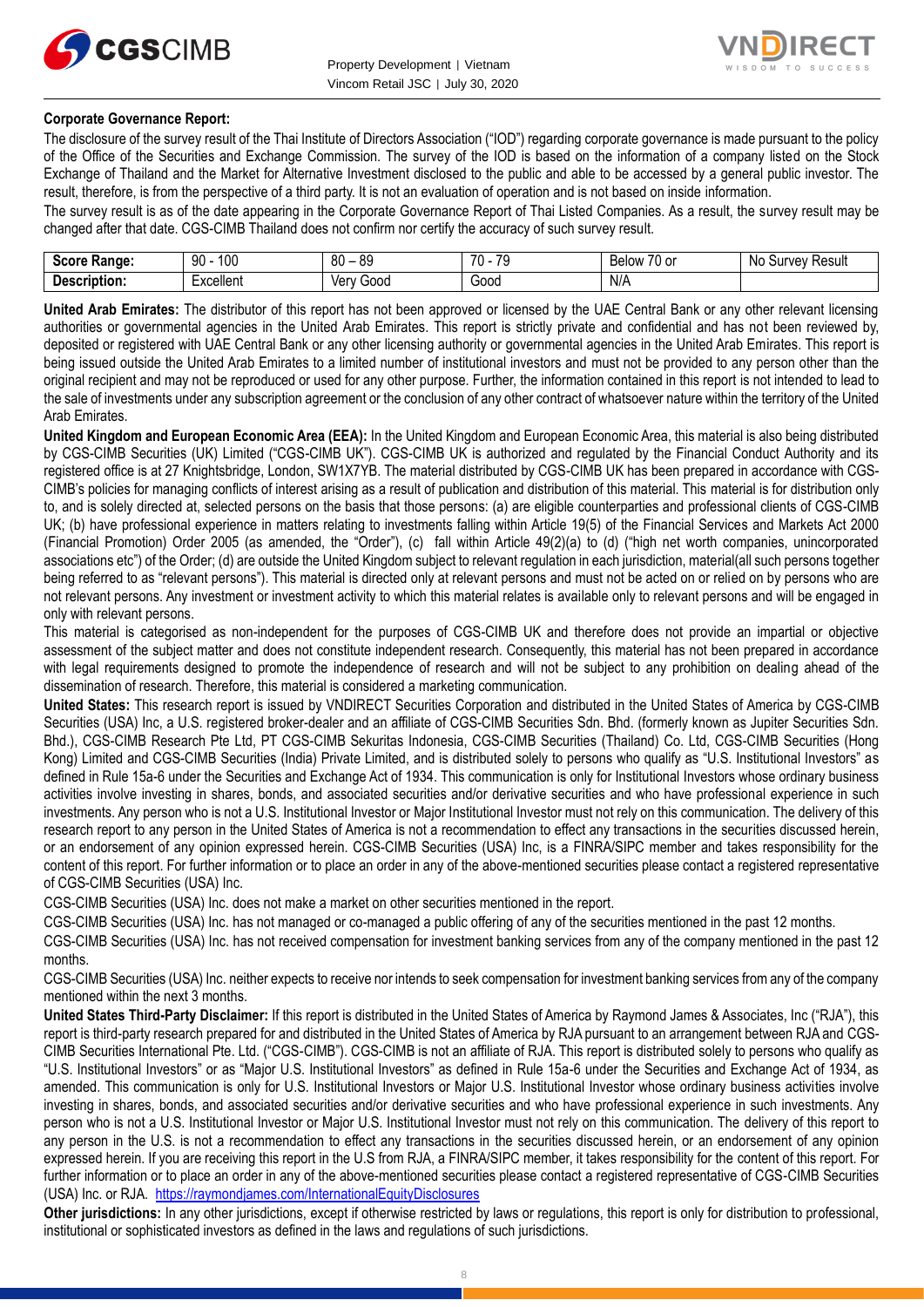**Corporate Governance Report:**

The disclosure of the survey result of the Thai Institute of Directors Association ("IOD") regarding corporate governance is made pursuant to the policy of the Office of the Securities and Exchange Commission. The survey of the IOD is based on the information of a company listed on the Stock Exchange of Thailand and the Market for Alternative Investment disclosed to the public and able to be accessed by a general public investor. The result, therefore, is from the perspective of a third party. It is not an evaluation of operation and is not based on inside information.

The survey result is as of the date appearing in the Corporate Governance Report of Thai Listed Companies. As a result, the survey result may be changed after that date. CGS-CIMB Thailand does not confirm nor certify the accuracy of such survey result.

| Score Range: | 90 - 100 | 80 – 89 | 70 - 79 | Below 70 or | No Survey Result |
|---|---|---|---|---|---|
| Description: | Excellent | Very Good | Good | N/A | |

**United Arab Emirates:** The distributor of this report has not been approved or licensed by the UAE Central Bank or any other relevant licensing authorities or governmental agencies in the United Arab Emirates. This report is strictly private and confidential and has not been reviewed by, deposited or registered with UAE Central Bank or any other licensing authority or governmental agencies in the United Arab Emirates. This report is being issued outside the United Arab Emirates to a limited number of institutional investors and must not be provided to any person other than the original recipient and may not be reproduced or used for any other purpose. Further, the information contained in this report is not intended to lead to the sale of investments under any subscription agreement or the conclusion of any other contract of whatsoever nature within the territory of the United Arab Emirates.

**United Kingdom and European Economic Area (EEA):** In the United Kingdom and European Economic Area, this material is also being distributed by CGS-CIMB Securities (UK) Limited ("CGS-CIMB UK"). CGS-CIMB UK is authorized and regulated by the Financial Conduct Authority and its registered office is at 27 Knightsbridge, London, SW1X7YB. The material distributed by CGS-CIMB UK has been prepared in accordance with CGS-CIMB's policies for managing conflicts of interest arising as a result of publication and distribution of this material. This material is for distribution only to, and is solely directed at, selected persons on the basis that those persons: (a) are eligible counterparties and professional clients of CGS-CIMB UK; (b) have professional experience in matters relating to investments falling within Article 19(5) of the Financial Services and Markets Act 2000 (Financial Promotion) Order 2005 (as amended, the "Order"), (c) fall within Article 49(2)(a) to (d) ("high net worth companies, unincorporated associations etc") of the Order; (d) are outside the United Kingdom subject to relevant regulation in each jurisdiction, material(all such persons together being referred to as "relevant persons"). This material is directed only at relevant persons and must not be acted on or relied on by persons who are not relevant persons. Any investment or investment activity to which this material relates is available only to relevant persons and will be engaged in only with relevant persons.

This material is categorised as non-independent for the purposes of CGS-CIMB UK and therefore does not provide an impartial or objective assessment of the subject matter and does not constitute independent research. Consequently, this material has not been prepared in accordance with legal requirements designed to promote the independence of research and will not be subject to any prohibition on dealing ahead of the dissemination of research. Therefore, this material is considered a marketing communication.

**United States:** This research report is issued by VNDIRECT Securities Corporation and distributed in the United States of America by CGS-CIMB Securities (USA) Inc, a U.S. registered broker-dealer and an affiliate of CGS-CIMB Securities Sdn. Bhd. (formerly known as Jupiter Securities Sdn. Bhd.), CGS-CIMB Research Pte Ltd, PT CGS-CIMB Sekuritas Indonesia, CGS-CIMB Securities (Thailand) Co. Ltd, CGS-CIMB Securities (Hong Kong) Limited and CGS-CIMB Securities (India) Private Limited, and is distributed solely to persons who qualify as "U.S. Institutional Investors" as defined in Rule 15a-6 under the Securities and Exchange Act of 1934. This communication is only for Institutional Investors whose ordinary business activities involve investing in shares, bonds, and associated securities and/or derivative securities and who have professional experience in such investments. Any person who is not a U.S. Institutional Investor or Major Institutional Investor must not rely on this communication. The delivery of this research report to any person in the United States of America is not a recommendation to effect any transactions in the securities discussed herein, or an endorsement of any opinion expressed herein. CGS-CIMB Securities (USA) Inc, is a FINRA/SIPC member and takes responsibility for the content of this report. For further information or to place an order in any of the above-mentioned securities please contact a registered representative of CGS-CIMB Securities (USA) Inc.

CGS-CIMB Securities (USA) Inc. does not make a market on other securities mentioned in the report.

CGS-CIMB Securities (USA) Inc. has not managed or co-managed a public offering of any of the securities mentioned in the past 12 months.

CGS-CIMB Securities (USA) Inc. has not received compensation for investment banking services from any of the company mentioned in the past 12 months.

CGS-CIMB Securities (USA) Inc. neither expects to receive nor intends to seek compensation for investment banking services from any of the company mentioned within the next 3 months.

**United States Third-Party Disclaimer:** If this report is distributed in the United States of America by Raymond James & Associates, Inc ("RJA"), this report is third-party research prepared for and distributed in the United States of America by RJA pursuant to an arrangement between RJA and CGS-CIMB Securities International Pte. Ltd. ("CGS-CIMB"). CGS-CIMB is not an affiliate of RJA. This report is distributed solely to persons who qualify as "U.S. Institutional Investors" or as "Major U.S. Institutional Investors" as defined in Rule 15a-6 under the Securities and Exchange Act of 1934, as amended. This communication is only for U.S. Institutional Investors or Major U.S. Institutional Investor whose ordinary business activities involve investing in shares, bonds, and associated securities and/or derivative securities and who have professional experience in such investments. Any person who is not a U.S. Institutional Investor or Major U.S. Institutional Investor must not rely on this communication. The delivery of this report to any person in the U.S. is not a recommendation to effect any transactions in the securities discussed herein, or an endorsement of any opinion expressed herein. If you are receiving this report in the U.S from RJA, a FINRA/SIPC member, it takes responsibility for the content of this report. For further information or to place an order in any of the above-mentioned securities please contact a registered representative of CGS-CIMB Securities (USA) Inc. or RJA. https://raymondjames.com/InternationalEquityDisclosures

**Other jurisdictions:** In any other jurisdictions, except if otherwise restricted by laws or regulations, this report is only for distribution to professional, institutional or sophisticated investors as defined in the laws and regulations of such jurisdictions.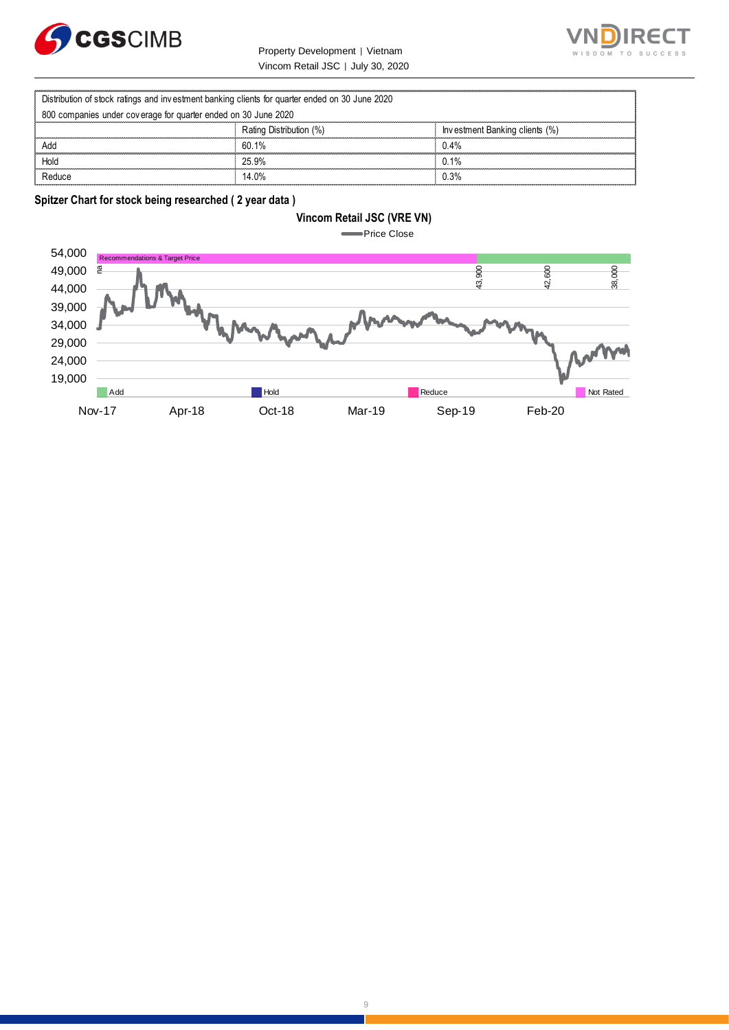| Distribution of stock ratings and investment banking clients for quarter ended on 30 June 2020 | | |
|---|---|---|
| 800 companies under coverage for quarter ended on 30 June 2020 | | |
| | Rating Distribution (%) | Investment Banking clients (%) |
| Add | 60.1% | 0.4% |
| Hold | 25.9% | 0.1% |
| Reduce | 14.0% | 0.3% |

**Spitzer Chart for stock being researched ( 2 year data )**

**Vincom Retail JSC (VRE VN)**

Price Close

54,000
49,000
44,000
39,000
34,000
29,000
24,000
19,000

Recommendations & Target Price

na 43,900 42,600 38,000

Add Hold Reduce Not Rated

Nov-17 Apr-18 Oct-18 Mar-19 Sep-19 Feb-20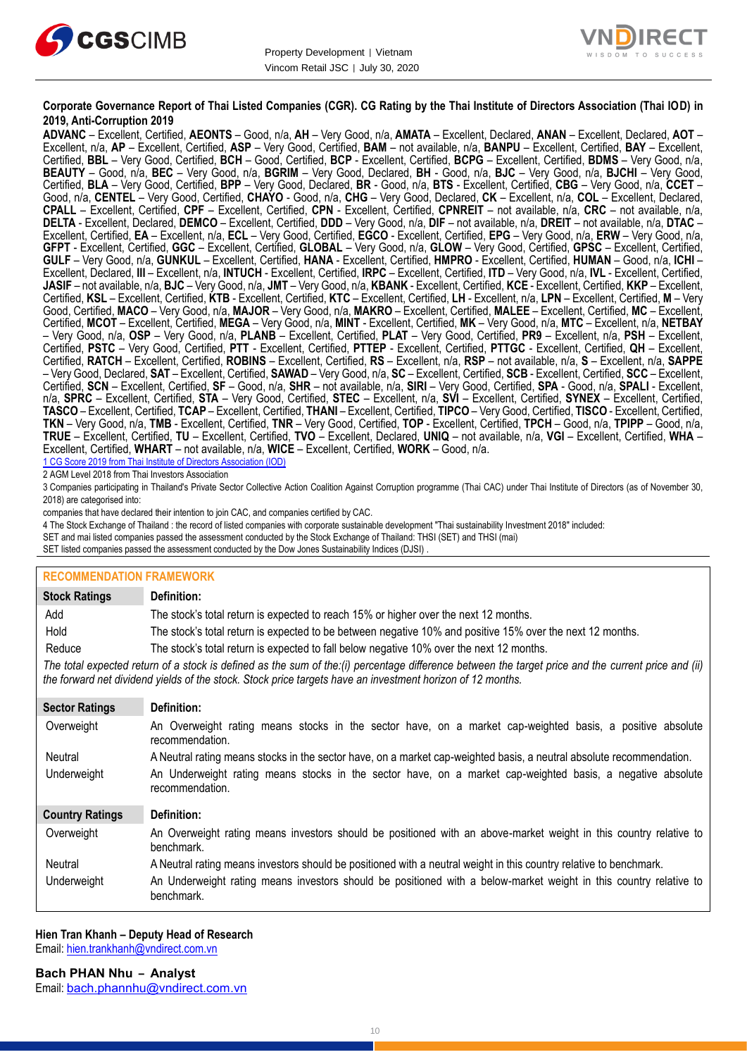**Corporate Governance Report of Thai Listed Companies (CGR). CG Rating by the Thai Institute of Directors Association (Thai IOD) in 2019, Anti-Corruption 2019**

**ADVANC** – Excellent, Certified, **AEONTS** – Good, n/a, **AH** – Very Good, n/a, **AMATA** – Excellent, Declared, **ANAN** – Excellent, Declared, **AOT** – Excellent, n/a, **AP** – Excellent, Certified, **ASP** – Very Good, Certified, **BAM** – not available, n/a, **BANPU** – Excellent, Certified, **BAY** – Excellent, Certified, **BBL** – Very Good, Certified, **BCH** – Good, Certified, **BCP** - Excellent, Certified, **BCPG** – Excellent, Certified, **BDMS** – Very Good, n/a, **BEAUTY** – Good, n/a, **BEC** – Very Good, n/a, **BGRIM** – Very Good, Declared, **BH** - Good, n/a, **BJC** – Very Good, n/a, **BJCHI** – Very Good, Certified, **BLA** – Very Good, Certified, **BPP** – Very Good, Declared, **BR** - Good, n/a, **BTS** - Excellent, Certified, **CBG** – Very Good, n/a, **CCET** – Good, n/a, **CENTEL** – Very Good, Certified, **CHAYO** - Good, n/a, **CHG** – Very Good, Declared, **CK** – Excellent, n/a, **COL** – Excellent, Declared, **CPALL** – Excellent, Certified, **CPF** – Excellent, Certified, **CPN** - Excellent, Certified, **CPNREIT** – not available, n/a, **CRC** – not available, n/a, **DELTA** - Excellent, Declared, **DEMCO** – Excellent, Certified, **DDD** – Very Good, n/a, **DIF** – not available, n/a, **DREIT** – not available, n/a, **DTAC** – Excellent, Certified, **EA** – Excellent, n/a, **ECL** – Very Good, Certified, **EGCO** - Excellent, Certified, **EPG** – Very Good, n/a, **ERW** – Very Good, n/a, **GFPT** - Excellent, Certified, **GGC** – Excellent, Certified, **GLOBAL** – Very Good, n/a, **GLOW** – Very Good, Certified, **GPSC** – Excellent, Certified, **GULF** – Very Good, n/a, **GUNKUL** – Excellent, Certified, **HANA** - Excellent, Certified, **HMPRO** - Excellent, Certified, **HUMAN** – Good, n/a, **ICHI** – Excellent, Declared, **III** – Excellent, n/a, **INTUCH** - Excellent, Certified, **IRPC** – Excellent, Certified, **ITD** – Very Good, n/a, **IVL** - Excellent, Certified, **JASIF** – not available, n/a, **BJC** – Very Good, n/a, **JMT** – Very Good, n/a, **KBANK** - Excellent, Certified, **KCE** - Excellent, Certified, **KKP** – Excellent, Certified, **KSL** – Excellent, Certified, **KTB** - Excellent, Certified, **KTC** – Excellent, Certified, **LH** - Excellent, n/a, **LPN** – Excellent, Certified, **M** – Very Good, Certified, **MACO** – Very Good, n/a, **MAJOR** – Very Good, n/a, **MAKRO** – Excellent, Certified, **MALEE** – Excellent, Certified, **MC** – Excellent, Certified, **MCOT** – Excellent, Certified, **MEGA** – Very Good, n/a, **MINT** - Excellent, Certified, **MK** – Very Good, n/a, **MTC** – Excellent, n/a, **NETBAY** – Very Good, n/a, **OSP** – Very Good, n/a, **PLANB** – Excellent, Certified, **PLAT** – Very Good, Certified, **PR9** – Excellent, n/a, **PSH** – Excellent, Certified, **PSTC** – Very Good, Certified, **PTT** - Excellent, Certified, **PTTEP** - Excellent, Certified, **PTTGC** - Excellent, Certified, **QH** – Excellent, Certified, **RATCH** – Excellent, Certified, **ROBINS** – Excellent, Certified, **RS** – Excellent, n/a, **RSP** – not available, n/a, **S** – Excellent, n/a, **SAPPE** – Very Good, Declared, **SAT** – Excellent, Certified, **SAWAD** – Very Good, n/a, **SC** – Excellent, Certified, **SCB** - Excellent, Certified, **SCC** – Excellent, Certified, **SCN** – Excellent, Certified, **SF** – Good, n/a, **SHR** – not available, n/a, **SIRI** – Very Good, Certified, **SPA** - Good, n/a, **SPALI** - Excellent, n/a, **SPRC** – Excellent, Certified, **STA** – Very Good, Certified, **STEC** – Excellent, n/a, **SVI** – Excellent, Certified, **SYNEX** – Excellent, Certified, **TASCO** – Excellent, Certified, **TCAP** – Excellent, Certified, **THANI** – Excellent, Certified, **TIPCO** – Very Good, Certified, **TISCO** - Excellent, Certified, **TKN** – Very Good, n/a, **TMB** - Excellent, Certified, **TNR** – Very Good, Certified, **TOP** - Excellent, Certified, **TPCH** – Good, n/a, **TPIPP** – Good, n/a, **TRUE** – Excellent, Certified, **TU** – Excellent, Certified, **TVO** – Excellent, Declared, **UNIQ** – not available, n/a, **VGI** – Excellent, Certified, **WHA** – Excellent, Certified, **WHART** – not available, n/a, **WICE** – Excellent, Certified, **WORK** – Good, n/a.

1 CG Score 2019 from Thai Institute of Directors Association (IOD)

2 AGM Level 2018 from Thai Investors Association

3 Companies participating in Thailand's Private Sector Collective Action Coalition Against Corruption programme (Thai CAC) under Thai Institute of Directors (as of November 30, 2018) are categorised into:

companies that have declared their intention to join CAC, and companies certified by CAC.

4 The Stock Exchange of Thailand : the record of listed companies with corporate sustainable development "Thai sustainability Investment 2018" included:

SET and mai listed companies passed the assessment conducted by the Stock Exchange of Thailand: THSI (SET) and THSI (mai)

SET listed companies passed the assessment conducted by the Dow Jones Sustainability Indices (DJSI) .

## RECOMMENDATION FRAMEWORK

| Stock Ratings | Definition: |
|---|---|
| Add | The stock's total return is expected to reach 15% or higher over the next 12 months. |
| Hold | The stock's total return is expected to be between negative 10% and positive 15% over the next 12 months. |
| Reduce | The stock's total return is expected to fall below negative 10% over the next 12 months. |

*The total expected return of a stock is defined as the sum of the:(i) percentage difference between the target price and the current price and (ii) the forward net dividend yields of the stock. Stock price targets have an investment horizon of 12 months.*

| Sector Ratings | Definition: |
|---|---|
| Overweight | An Overweight rating means stocks in the sector have, on a market cap-weighted basis, a positive absolute recommendation. |
| Neutral | A Neutral rating means stocks in the sector have, on a market cap-weighted basis, a neutral absolute recommendation. |
| Underweight | An Underweight rating means stocks in the sector have, on a market cap-weighted basis, a negative absolute recommendation. |

| Country Ratings | Definition: |
|---|---|
| Overweight | An Overweight rating means investors should be positioned with an above-market weight in this country relative to benchmark. |
| Neutral | A Neutral rating means investors should be positioned with a neutral weight in this country relative to benchmark. |
| Underweight | An Underweight rating means investors should be positioned with a below-market weight in this country relative to benchmark. |

**Hien Tran Khanh – Deputy Head of Research**
Email: hien.trankhanh@vndirect.com.vn

**Bach PHAN Nhu – Analyst**
Email: bach.phannhu@vndirect.com.vn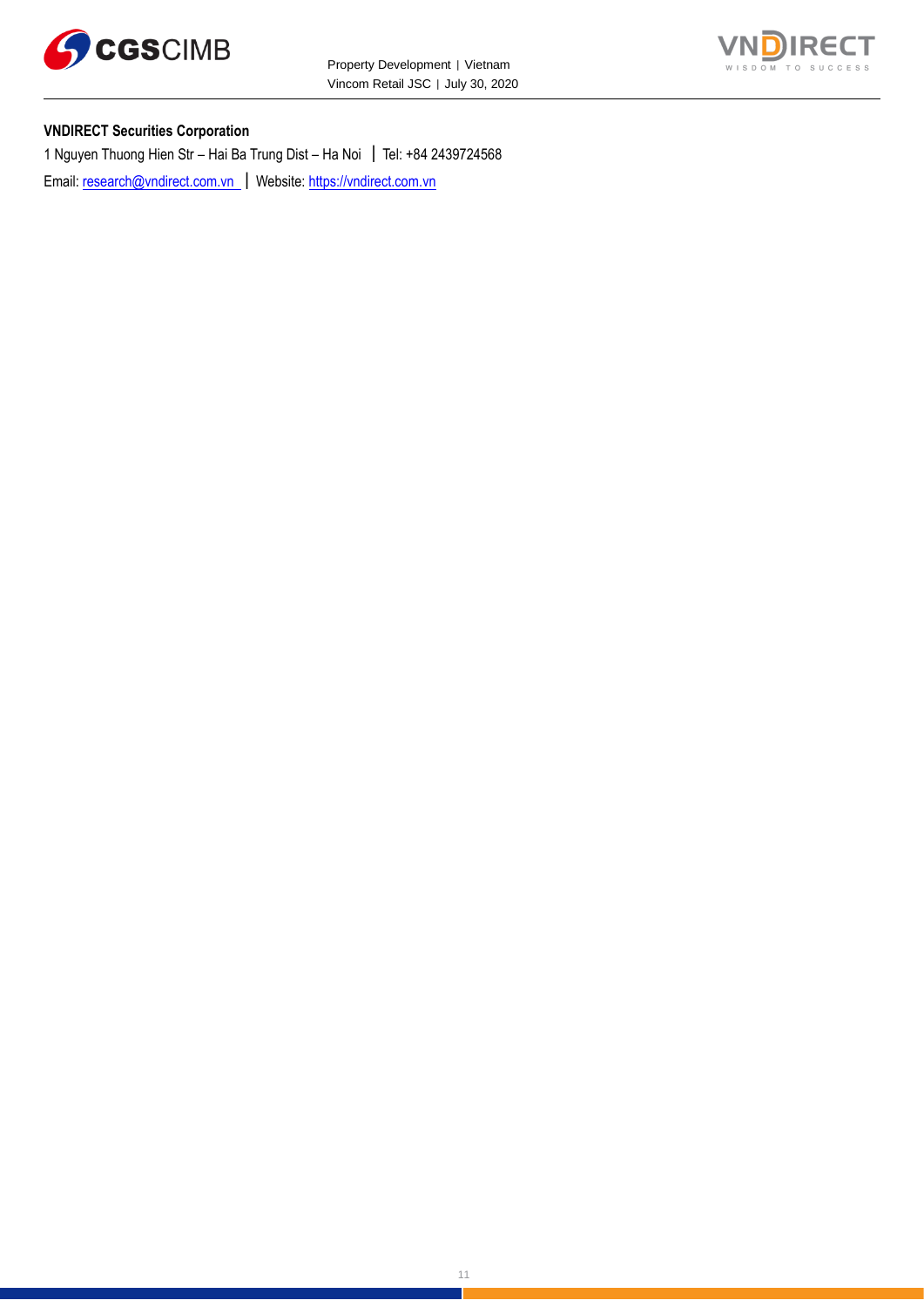**VNDIRECT Securities Corporation**

1 Nguyen Thuong Hien Str – Hai Ba Trung Dist – Ha Noi | Tel: +84 2439724568

Email: research@vndirect.com.vn | Website: https://vndirect.com.vn